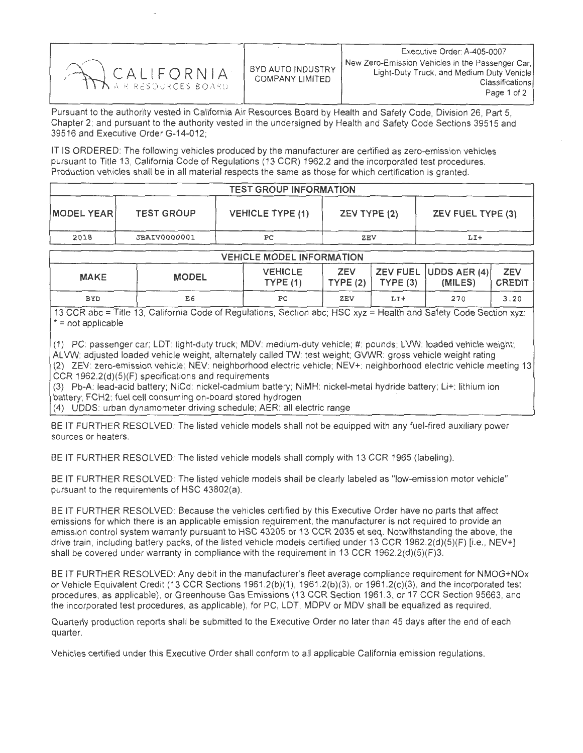| CALIFORNIA AIR RESOURCES BOARD | BYD AUTO INDUSTRY COMPANY LIMITED | Executive Order: A-405-0007<br>New Zero-Emission Vehicles in the Passenger Car, Light-Duty Truck, and Medium Duty Vehicle Classifications |
|---|---|---|

Pursuant to the authority vested in California Air Resources Board by Health and Safety Code, Division 26, Part 5, Chapter 2; and pursuant to the authority vested in the undersigned by Health and Safety Code Sections 39515 and 39516 and Executive Order G-14-012;

IT IS ORDERED: The following vehicles produced by the manufacturer are certified as zero-emission vehicles pursuant to Title 13, California Code of Regulations (13 CCR) 1962.2 and the incorporated test procedures. Production vehicles shall be in all material respects the same as those for which certification is granted.

| TEST GROUP INFORMATION | | | | |
|---|---|---|---|---|
| MODEL YEAR | TEST GROUP | VEHICLE TYPE (1) | ZEV TYPE (2) | ZEV FUEL TYPE (3) |
| 2018 | JBAIV0000001 | PC | ZEV | LI+ |

| VEHICLE MODEL INFORMATION | | | | | | |
|---|---|---|---|---|---|---|
| MAKE | MODEL | VEHICLE TYPE (1) | ZEV TYPE (2) | ZEV FUEL TYPE (3) | UDDS AER (4) (MILES) | ZEV CREDIT |
| BYD | E6 | PC | ZEV | LI+ | 270 | 3.20 |

13 CCR abc = Title 13, California Code of Regulations, Section abc; HSC xyz = Health and Safety Code Section xyz; * = not applicable

(1) PC: passenger car; LDT: light-duty truck; MDV: medium-duty vehicle; #: pounds; LVW: loaded vehicle weight; ALVW: adjusted loaded vehicle weight, alternately called TW: test weight; GVWR: gross vehicle weight rating
(2) ZEV: zero-emission vehicle; NEV: neighborhood electric vehicle; NEV+: neighborhood electric vehicle meeting 13 CCR 1962.2(d)(5)(F) specifications and requirements
(3) Pb-A: lead-acid battery; NiCd: nickel-cadmium battery; NiMH: nickel-metal hydride battery; Li+: lithium ion battery; FCH2: fuel cell consuming on-board stored hydrogen
(4) UDDS: urban dynamometer driving schedule; AER: all electric range

BE IT FURTHER RESOLVED: The listed vehicle models shall not be equipped with any fuel-fired auxiliary power sources or heaters.

BE IT FURTHER RESOLVED: The listed vehicle models shall comply with 13 CCR 1965 (labeling).

BE IT FURTHER RESOLVED: The listed vehicle models shall be clearly labeled as "low-emission motor vehicle" pursuant to the requirements of HSC 43802(a).

BE IT FURTHER RESOLVED: Because the vehicles certified by this Executive Order have no parts that affect emissions for which there is an applicable emission requirement, the manufacturer is not required to provide an emission control system warranty pursuant to HSC 43205 or 13 CCR 2035 et seq. Notwithstanding the above, the drive train, including battery packs, of the listed vehicle models certified under 13 CCR 1962.2(d)(5)(F) [i.e., NEV+] shall be covered under warranty in compliance with the requirement in 13 CCR 1962.2(d)(5)(F)3.

BE IT FURTHER RESOLVED: Any debit in the manufacturer's fleet average compliance requirement for NMOG+NOx or Vehicle Equivalent Credit (13 CCR Sections 1961.2(b)(1), 1961.2(b)(3), or 1961.2(c)(3), and the incorporated test procedures, as applicable), or Greenhouse Gas Emissions (13 CCR Section 1961.3, or 17 CCR Section 95663, and the incorporated test procedures, as applicable), for PC, LDT, MDPV or MDV shall be equalized as required.

Quarterly production reports shall be submitted to the Executive Order no later than 45 days after the end of each quarter.

Vehicles certified under this Executive Order shall conform to all applicable California emission regulations.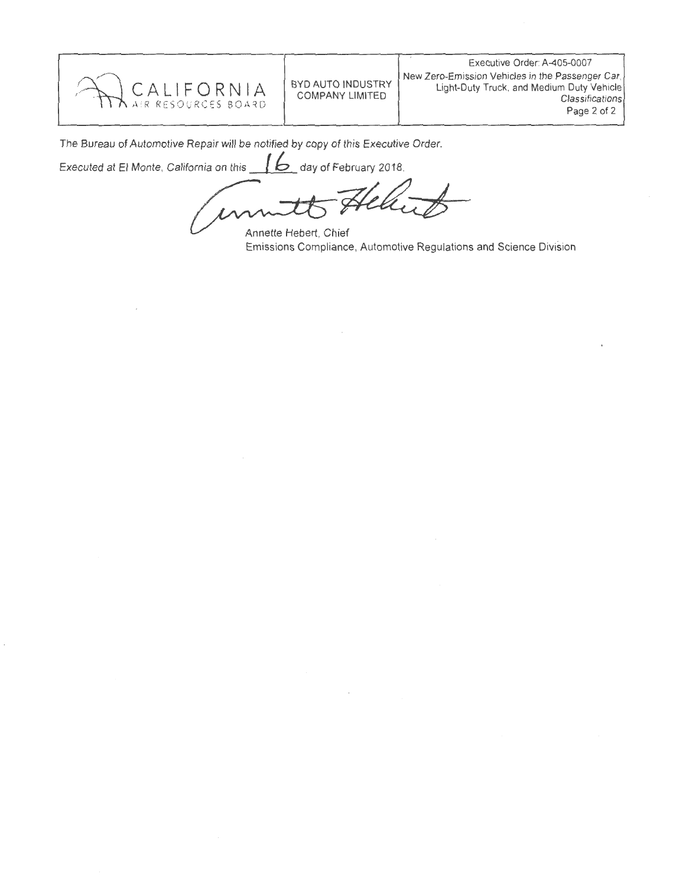*The Bureau of Automotive Repair will be notified by copy of this Executive Order.*

*Executed at El Monte, California on this* 16 *day of February 2018.*

Annette Hebert, Chief
Emissions Compliance, Automotive Regulations and Science Division